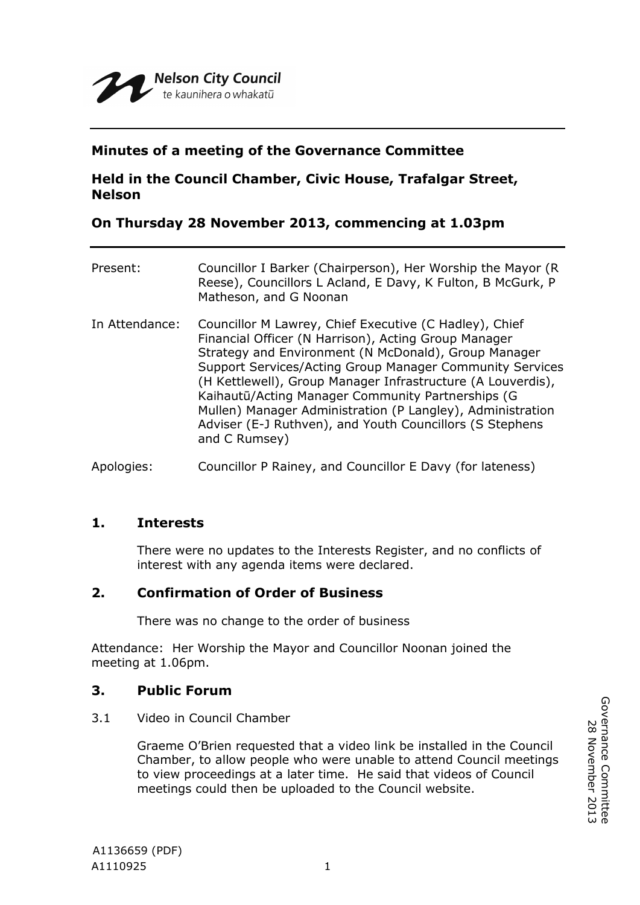Nelson City Council
te kaunihera o whakatū

**Minutes of a meeting of the Governance Committee**

**Held in the Council Chamber, Civic House, Trafalgar Street, Nelson**

**On Thursday 28 November 2013, commencing at 1.03pm**

| | |
|---|---|
| Present: | Councillor I Barker (Chairperson), Her Worship the Mayor (R Reese), Councillors L Acland, E Davy, K Fulton, B McGurk, P Matheson, and G Noonan |
| In Attendance: | Councillor M Lawrey, Chief Executive (C Hadley), Chief Financial Officer (N Harrison), Acting Group Manager Strategy and Environment (N McDonald), Group Manager Support Services/Acting Group Manager Community Services (H Kettlewell), Group Manager Infrastructure (A Louverdis), Kaihautū/Acting Manager Community Partnerships (G Mullen) Manager Administration (P Langley), Administration Adviser (E-J Ruthven), and Youth Councillors (S Stephens and C Rumsey) |
| Apologies: | Councillor P Rainey, and Councillor E Davy (for lateness) |

## 1. Interests

There were no updates to the Interests Register, and no conflicts of interest with any agenda items were declared.

## 2. Confirmation of Order of Business

There was no change to the order of business

Attendance: Her Worship the Mayor and Councillor Noonan joined the meeting at 1.06pm.

## 3. Public Forum

3.1 Video in Council Chamber

Graeme O'Brien requested that a video link be installed in the Council Chamber, to allow people who were unable to attend Council meetings to view proceedings at a later time. He said that videos of Council meetings could then be uploaded to the Council website.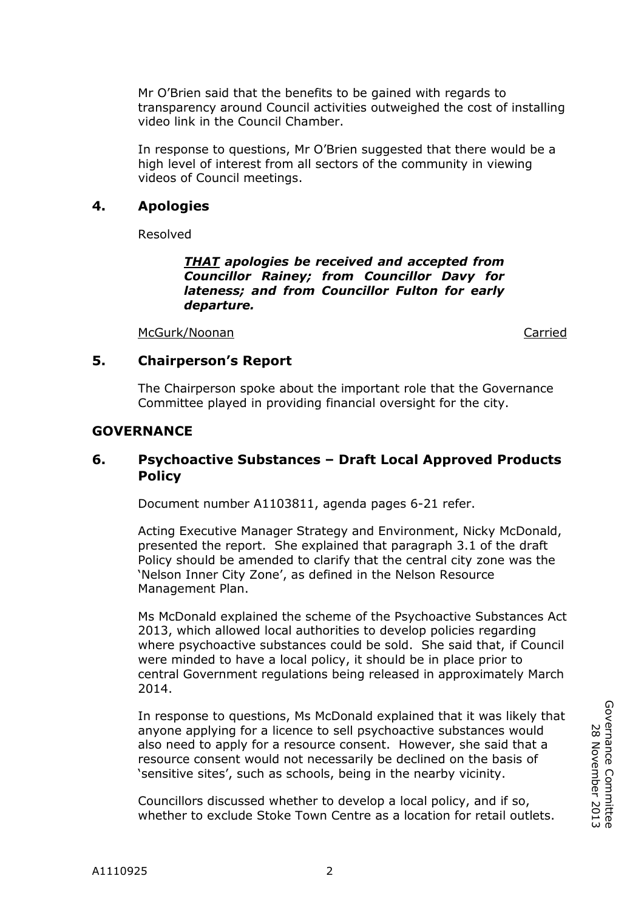Mr O'Brien said that the benefits to be gained with regards to transparency around Council activities outweighed the cost of installing video link in the Council Chamber.

In response to questions, Mr O'Brien suggested that there would be a high level of interest from all sectors of the community in viewing videos of Council meetings.

## 4. Apologies

Resolved

> ***THAT** apologies be received and accepted from Councillor Rainey; from Councillor Davy for lateness; and from Councillor Fulton for early departure.*

McGurk/Noonan — Carried

## 5. Chairperson's Report

The Chairperson spoke about the important role that the Governance Committee played in providing financial oversight for the city.

## GOVERNANCE

## 6. Psychoactive Substances – Draft Local Approved Products Policy

Document number A1103811, agenda pages 6-21 refer.

Acting Executive Manager Strategy and Environment, Nicky McDonald, presented the report. She explained that paragraph 3.1 of the draft Policy should be amended to clarify that the central city zone was the 'Nelson Inner City Zone', as defined in the Nelson Resource Management Plan.

Ms McDonald explained the scheme of the Psychoactive Substances Act 2013, which allowed local authorities to develop policies regarding where psychoactive substances could be sold. She said that, if Council were minded to have a local policy, it should be in place prior to central Government regulations being released in approximately March 2014.

In response to questions, Ms McDonald explained that it was likely that anyone applying for a licence to sell psychoactive substances would also need to apply for a resource consent. However, she said that a resource consent would not necessarily be declined on the basis of 'sensitive sites', such as schools, being in the nearby vicinity.

Councillors discussed whether to develop a local policy, and if so, whether to exclude Stoke Town Centre as a location for retail outlets.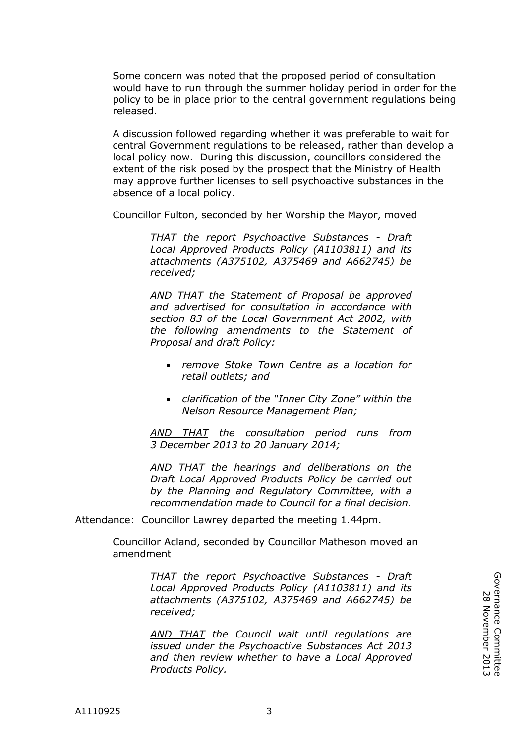Some concern was noted that the proposed period of consultation would have to run through the summer holiday period in order for the policy to be in place prior to the central government regulations being released.

A discussion followed regarding whether it was preferable to wait for central Government regulations to be released, rather than develop a local policy now. During this discussion, councillors considered the extent of the risk posed by the prospect that the Ministry of Health may approve further licenses to sell psychoactive substances in the absence of a local policy.

Councillor Fulton, seconded by her Worship the Mayor, moved

> *<u>THAT</u> the report Psychoactive Substances - Draft Local Approved Products Policy (A1103811) and its attachments (A375102, A375469 and A662745) be received;*
>
> *<u>AND THAT</u> the Statement of Proposal be approved and advertised for consultation in accordance with section 83 of the Local Government Act 2002, with the following amendments to the Statement of Proposal and draft Policy:*
>
> - *remove Stoke Town Centre as a location for retail outlets; and*
> - *clarification of the "Inner City Zone" within the Nelson Resource Management Plan;*
>
> *<u>AND THAT</u> the consultation period runs from 3 December 2013 to 20 January 2014;*
>
> *<u>AND THAT</u> the hearings and deliberations on the Draft Local Approved Products Policy be carried out by the Planning and Regulatory Committee, with a recommendation made to Council for a final decision.*

Attendance: Councillor Lawrey departed the meeting 1.44pm.

Councillor Acland, seconded by Councillor Matheson moved an amendment

> *<u>THAT</u> the report Psychoactive Substances - Draft Local Approved Products Policy (A1103811) and its attachments (A375102, A375469 and A662745) be received;*
>
> *<u>AND THAT</u> the Council wait until regulations are issued under the Psychoactive Substances Act 2013 and then review whether to have a Local Approved Products Policy.*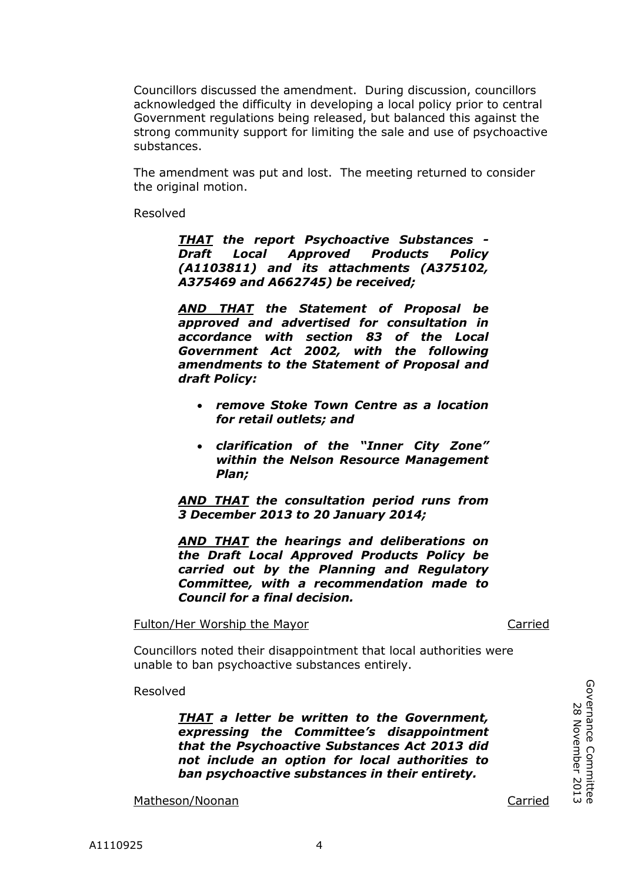Councillors discussed the amendment. During discussion, councillors acknowledged the difficulty in developing a local policy prior to central Government regulations being released, but balanced this against the strong community support for limiting the sale and use of psychoactive substances.

The amendment was put and lost. The meeting returned to consider the original motion.

Resolved

> ***<u>THAT</u> the report Psychoactive Substances - Draft Local Approved Products Policy (A1103811) and its attachments (A375102, A375469 and A662745) be received;***
>
> ***<u>AND THAT</u> the Statement of Proposal be approved and advertised for consultation in accordance with section 83 of the Local Government Act 2002, with the following amendments to the Statement of Proposal and draft Policy:***
>
> - ***remove Stoke Town Centre as a location for retail outlets; and***
> - ***clarification of the "Inner City Zone" within the Nelson Resource Management Plan;***
>
> ***<u>AND THAT</u> the consultation period runs from 3 December 2013 to 20 January 2014;***
>
> ***<u>AND THAT</u> the hearings and deliberations on the Draft Local Approved Products Policy be carried out by the Planning and Regulatory Committee, with a recommendation made to Council for a final decision.***

<u>Fulton/Her Worship the Mayor</u> Carried

Councillors noted their disappointment that local authorities were unable to ban psychoactive substances entirely.

Resolved

> ***<u>THAT</u> a letter be written to the Government, expressing the Committee's disappointment that the Psychoactive Substances Act 2013 did not include an option for local authorities to ban psychoactive substances in their entirety.***

<u>Matheson/Noonan</u> Carried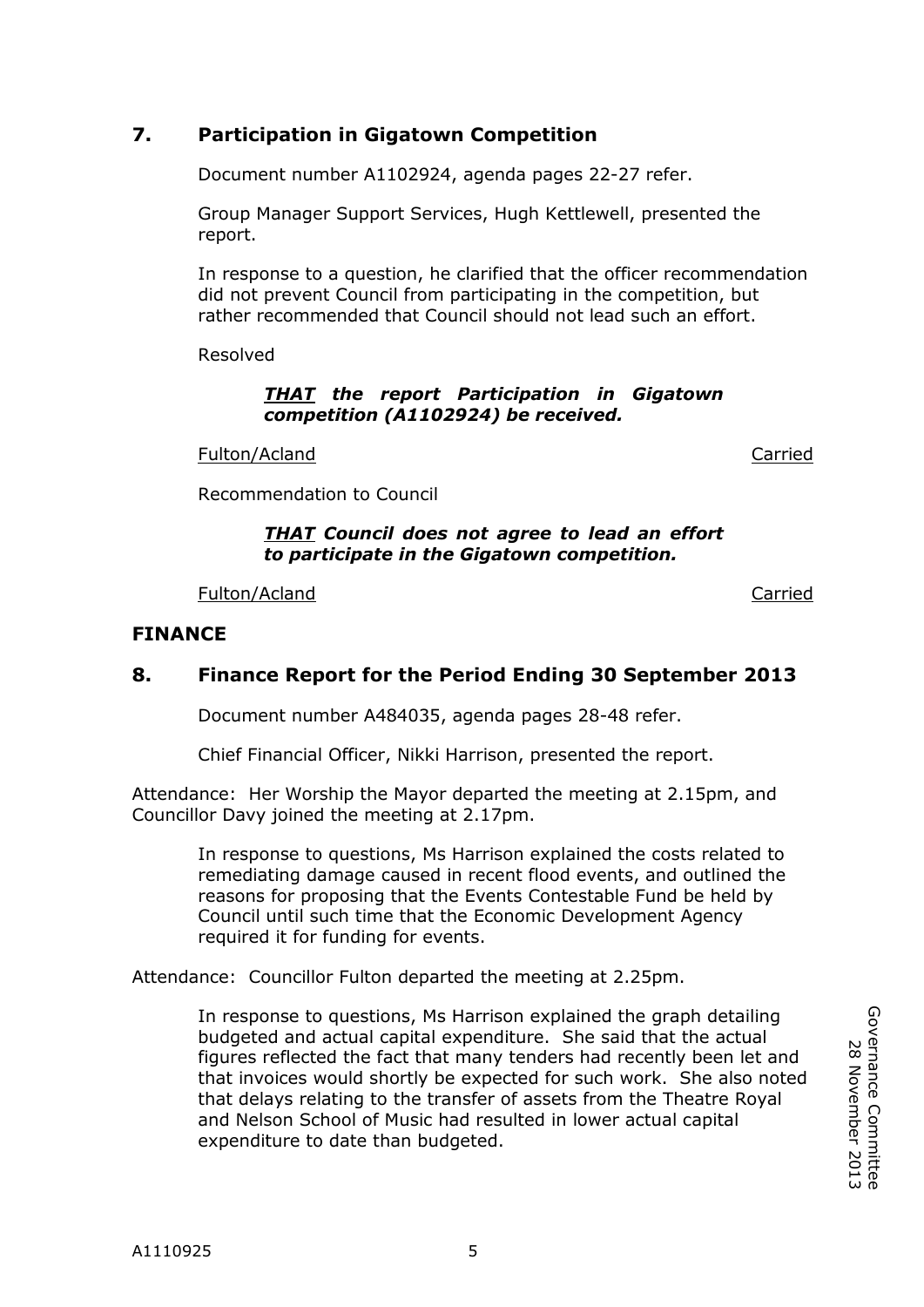## 7. Participation in Gigatown Competition

Document number A1102924, agenda pages 22-27 refer.

Group Manager Support Services, Hugh Kettlewell, presented the report.

In response to a question, he clarified that the officer recommendation did not prevent Council from participating in the competition, but rather recommended that Council should not lead such an effort.

Resolved

> ***THAT the report Participation in Gigatown competition (A1102924) be received.***

Fulton/Acland Carried

Recommendation to Council

> ***THAT Council does not agree to lead an effort to participate in the Gigatown competition.***

Fulton/Acland Carried

## FINANCE

## 8. Finance Report for the Period Ending 30 September 2013

Document number A484035, agenda pages 28-48 refer.

Chief Financial Officer, Nikki Harrison, presented the report.

Attendance: Her Worship the Mayor departed the meeting at 2.15pm, and Councillor Davy joined the meeting at 2.17pm.

In response to questions, Ms Harrison explained the costs related to remediating damage caused in recent flood events, and outlined the reasons for proposing that the Events Contestable Fund be held by Council until such time that the Economic Development Agency required it for funding for events.

Attendance: Councillor Fulton departed the meeting at 2.25pm.

In response to questions, Ms Harrison explained the graph detailing budgeted and actual capital expenditure. She said that the actual figures reflected the fact that many tenders had recently been let and that invoices would shortly be expected for such work. She also noted that delays relating to the transfer of assets from the Theatre Royal and Nelson School of Music had resulted in lower actual capital expenditure to date than budgeted.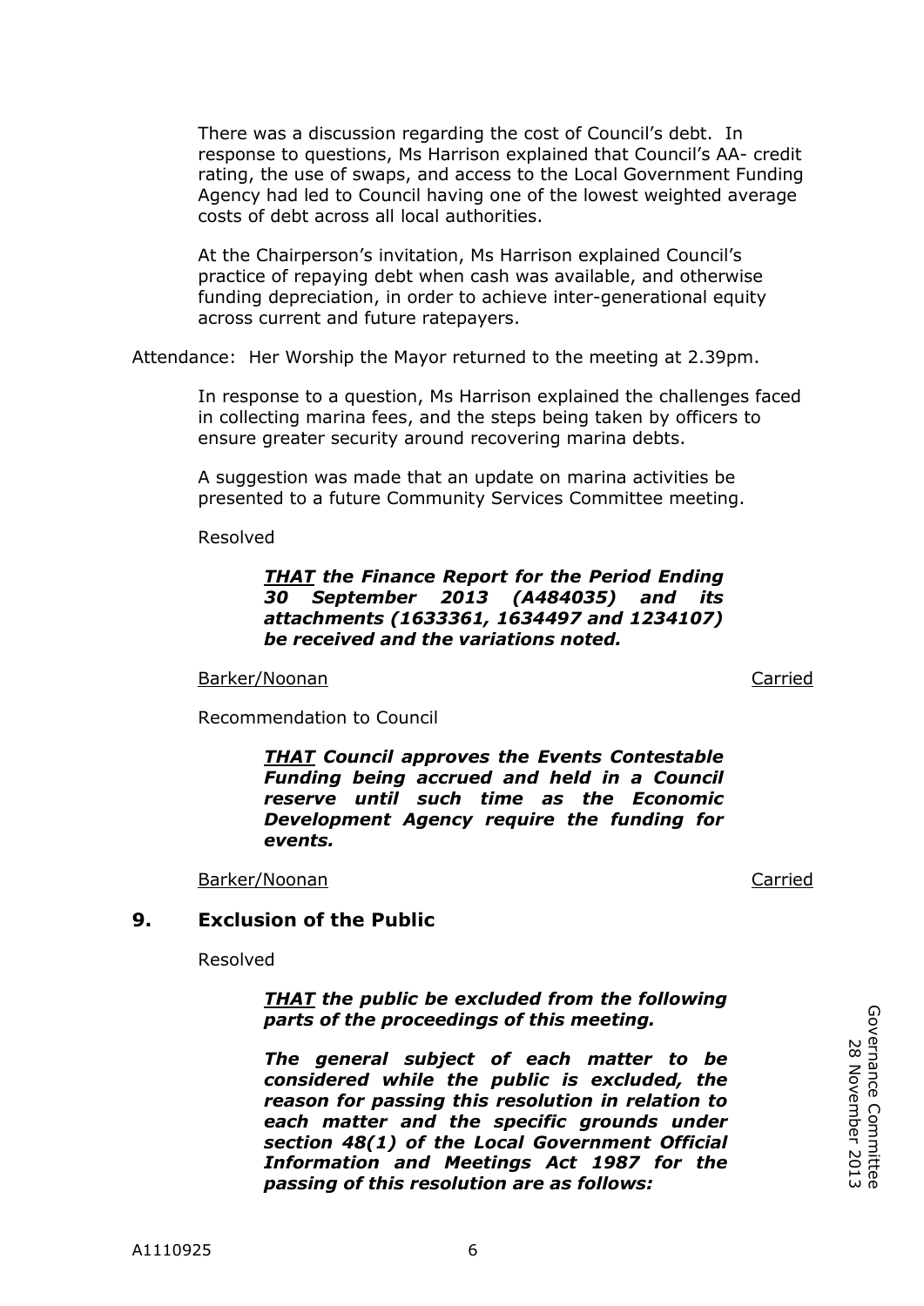There was a discussion regarding the cost of Council's debt. In response to questions, Ms Harrison explained that Council's AA- credit rating, the use of swaps, and access to the Local Government Funding Agency had led to Council having one of the lowest weighted average costs of debt across all local authorities.

At the Chairperson's invitation, Ms Harrison explained Council's practice of repaying debt when cash was available, and otherwise funding depreciation, in order to achieve inter-generational equity across current and future ratepayers.

Attendance: Her Worship the Mayor returned to the meeting at 2.39pm.

In response to a question, Ms Harrison explained the challenges faced in collecting marina fees, and the steps being taken by officers to ensure greater security around recovering marina debts.

A suggestion was made that an update on marina activities be presented to a future Community Services Committee meeting.

Resolved

> ***THAT** the Finance Report for the Period Ending 30 September 2013 (A484035) and its attachments (1633361, 1634497 and 1234107) be received and the variations noted.*

Barker/Noonan — Carried

Recommendation to Council

> ***THAT** Council approves the Events Contestable Funding being accrued and held in a Council reserve until such time as the Economic Development Agency require the funding for events.*

Barker/Noonan — Carried

## 9. Exclusion of the Public

Resolved

> ***THAT** the public be excluded from the following parts of the proceedings of this meeting.*
>
> ***The general subject of each matter to be considered while the public is excluded, the reason for passing this resolution in relation to each matter and the specific grounds under section 48(1) of the Local Government Official Information and Meetings Act 1987 for the passing of this resolution are as follows:***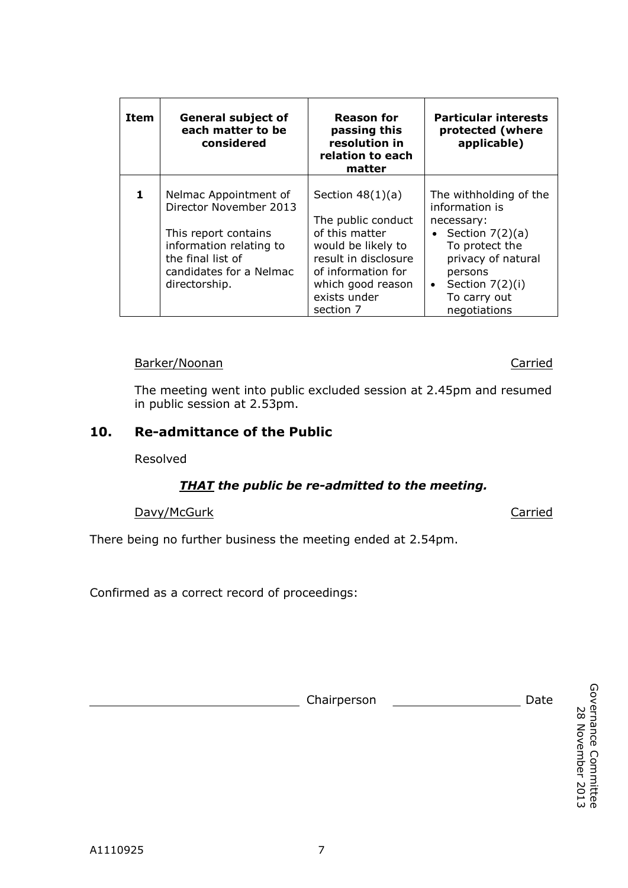| Item | General subject of each matter to be considered | Reason for passing this resolution in relation to each matter | Particular interests protected (where applicable) |
|---|---|---|---|
| **1** | Nelmac Appointment of Director November 2013<br><br>This report contains information relating to the final list of candidates for a Nelmac directorship. | Section 48(1)(a)<br><br>The public conduct of this matter would be likely to result in disclosure of information for which good reason exists under section 7 | The withholding of the information is necessary:<br>• Section 7(2)(a) To protect the privacy of natural persons<br>• Section 7(2)(i) To carry out negotiations |

Barker/Noonan Carried

The meeting went into public excluded session at 2.45pm and resumed in public session at 2.53pm.

## 10. Re-admittance of the Public

Resolved

***THAT** the public be re-admitted to the meeting.*

Davy/McGurk Carried

There being no further business the meeting ended at 2.54pm.

Confirmed as a correct record of proceedings:

\_\_\_\_\_\_\_\_\_\_\_\_\_\_\_\_\_\_\_\_\_\_\_\_\_\_\_\_ Chairperson \_\_\_\_\_\_\_\_\_\_\_\_\_\_\_\_\_\_\_\_ Date